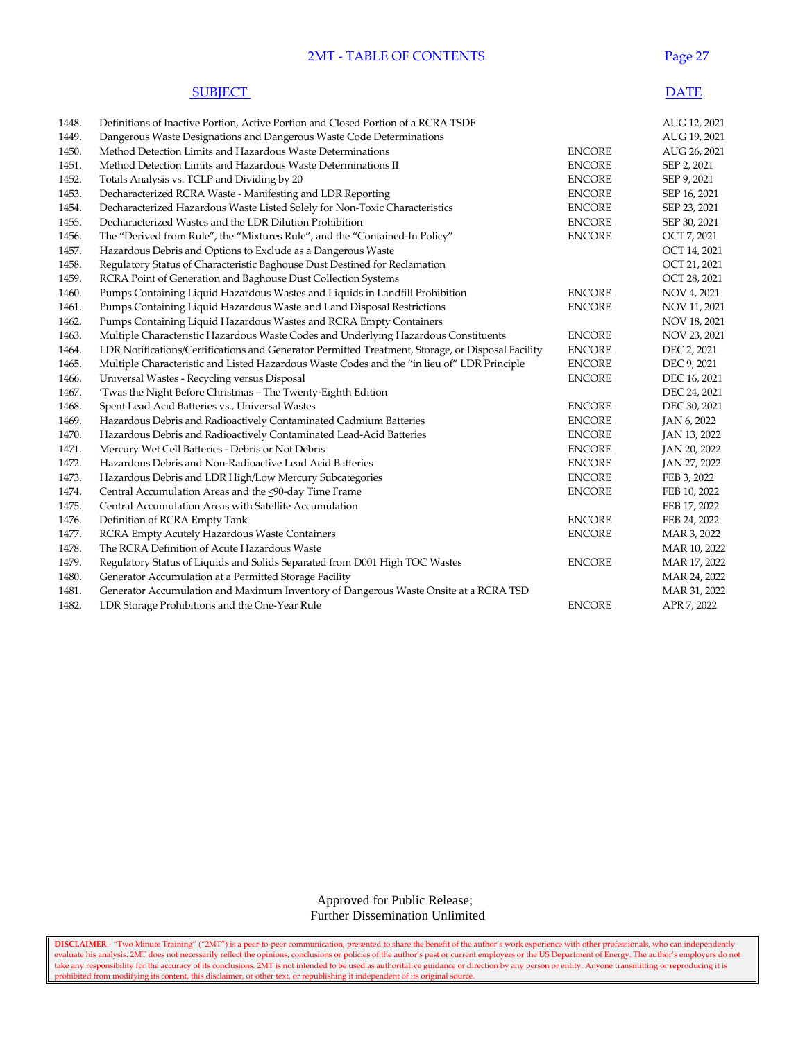# 2MT - TABLE OF CONTENTS

| | SUBJECT | | DATE |
|---|---|---|---|
| 1448. | Definitions of Inactive Portion, Active Portion and Closed Portion of a RCRA TSDF | | AUG 12, 2021 |
| 1449. | Dangerous Waste Designations and Dangerous Waste Code Determinations | | AUG 19, 2021 |
| 1450. | Method Detection Limits and Hazardous Waste Determinations | ENCORE | AUG 26, 2021 |
| 1451. | Method Detection Limits and Hazardous Waste Determinations II | ENCORE | SEP 2, 2021 |
| 1452. | Totals Analysis vs. TCLP and Dividing by 20 | ENCORE | SEP 9, 2021 |
| 1453. | Decharacterized RCRA Waste - Manifesting and LDR Reporting | ENCORE | SEP 16, 2021 |
| 1454. | Decharacterized Hazardous Waste Listed Solely for Non-Toxic Characteristics | ENCORE | SEP 23, 2021 |
| 1455. | Decharacterized Wastes and the LDR Dilution Prohibition | ENCORE | SEP 30, 2021 |
| 1456. | The "Derived from Rule", the "Mixtures Rule", and the "Contained-In Policy" | ENCORE | OCT 7, 2021 |
| 1457. | Hazardous Debris and Options to Exclude as a Dangerous Waste | | OCT 14, 2021 |
| 1458. | Regulatory Status of Characteristic Baghouse Dust Destined for Reclamation | | OCT 21, 2021 |
| 1459. | RCRA Point of Generation and Baghouse Dust Collection Systems | | OCT 28, 2021 |
| 1460. | Pumps Containing Liquid Hazardous Wastes and Liquids in Landfill Prohibition | ENCORE | NOV 4, 2021 |
| 1461. | Pumps Containing Liquid Hazardous Waste and Land Disposal Restrictions | ENCORE | NOV 11, 2021 |
| 1462. | Pumps Containing Liquid Hazardous Wastes and RCRA Empty Containers | | NOV 18, 2021 |
| 1463. | Multiple Characteristic Hazardous Waste Codes and Underlying Hazardous Constituents | ENCORE | NOV 23, 2021 |
| 1464. | LDR Notifications/Certifications and Generator Permitted Treatment, Storage, or Disposal Facility | ENCORE | DEC 2, 2021 |
| 1465. | Multiple Characteristic and Listed Hazardous Waste Codes and the "in lieu of" LDR Principle | ENCORE | DEC 9, 2021 |
| 1466. | Universal Wastes - Recycling versus Disposal | ENCORE | DEC 16, 2021 |
| 1467. | 'Twas the Night Before Christmas – The Twenty-Eighth Edition | | DEC 24, 2021 |
| 1468. | Spent Lead Acid Batteries vs., Universal Wastes | ENCORE | DEC 30, 2021 |
| 1469. | Hazardous Debris and Radioactively Contaminated Cadmium Batteries | ENCORE | JAN 6, 2022 |
| 1470. | Hazardous Debris and Radioactively Contaminated Lead-Acid Batteries | ENCORE | JAN 13, 2022 |
| 1471. | Mercury Wet Cell Batteries - Debris or Not Debris | ENCORE | JAN 20, 2022 |
| 1472. | Hazardous Debris and Non-Radioactive Lead Acid Batteries | ENCORE | JAN 27, 2022 |
| 1473. | Hazardous Debris and LDR High/Low Mercury Subcategories | ENCORE | FEB 3, 2022 |
| 1474. | Central Accumulation Areas and the ≤90-day Time Frame | ENCORE | FEB 10, 2022 |
| 1475. | Central Accumulation Areas with Satellite Accumulation | | FEB 17, 2022 |
| 1476. | Definition of RCRA Empty Tank | ENCORE | FEB 24, 2022 |
| 1477. | RCRA Empty Acutely Hazardous Waste Containers | ENCORE | MAR 3, 2022 |
| 1478. | The RCRA Definition of Acute Hazardous Waste | | MAR 10, 2022 |
| 1479. | Regulatory Status of Liquids and Solids Separated from D001 High TOC Wastes | ENCORE | MAR 17, 2022 |
| 1480. | Generator Accumulation at a Permitted Storage Facility | | MAR 24, 2022 |
| 1481. | Generator Accumulation and Maximum Inventory of Dangerous Waste Onsite at a RCRA TSD | | MAR 31, 2022 |
| 1482. | LDR Storage Prohibitions and the One-Year Rule | ENCORE | APR 7, 2022 |

Approved for Public Release;
Further Dissemination Unlimited

**DISCLAIMER** - "Two Minute Training" ("2MT") is a peer-to-peer communication, presented to share the benefit of the author's work experience with other professionals, who can independently evaluate his analysis. 2MT does not necessarily reflect the opinions, conclusions or policies of the author's past or current employers or the US Department of Energy. The author's employers do not take any responsibility for the accuracy of its conclusions. 2MT is not intended to be used as authoritative guidance or direction by any person or entity. Anyone transmitting or reproducing it is prohibited from modifying its content, this disclaimer, or other text, or republishing it independent of its original source.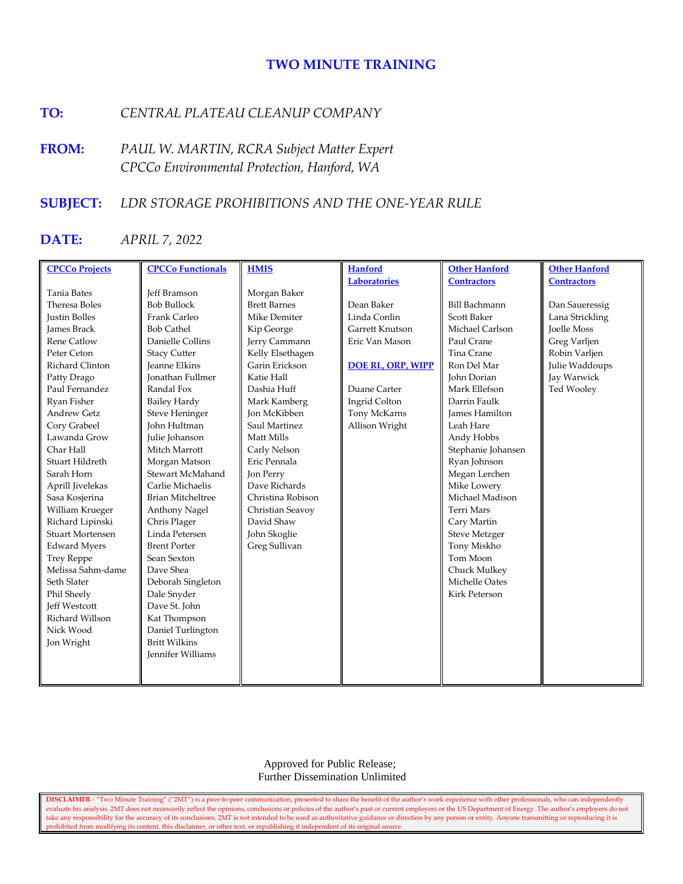# TWO MINUTE TRAINING

**TO:** *CENTRAL PLATEAU CLEANUP COMPANY*

**FROM:** *PAUL W. MARTIN, RCRA Subject Matter Expert*
*CPCCo Environmental Protection, Hanford, WA*

**SUBJECT:** *LDR STORAGE PROHIBITIONS AND THE ONE-YEAR RULE*

**DATE:** *APRIL 7, 2022*

| CPCCo Projects | CPCCo Functionals | HMIS | Hanford Laboratories | Other Hanford Contractors | Other Hanford Contractors |
|---|---|---|---|---|---|
| Tania Bates | Jeff Bramson | Morgan Baker | | | |
| Theresa Boles | Bob Bullock | Brett Barnes | Dean Baker | Bill Bachmann | Dan Saueressig |
| Justin Bolles | Frank Carleo | Mike Demiter | Linda Conlin | Scott Baker | Lana Strickling |
| James Brack | Bob Cathel | Kip George | Garrett Knutson | Michael Carlson | Joelle Moss |
| Rene Catlow | Danielle Collins | Jerry Cammann | Eric Van Mason | Paul Crane | Greg Varljen |
| Peter Ceton | Stacy Cutter | Kelly Elsethagen | | Tina Crane | Robin Varljen |
| Richard Clinton | Jeanne Elkins | Garin Erickson | **DOE RL, ORP, WIPP** | Ron Del Mar | Julie Waddoups |
| Patty Drago | Jonathan Fullmer | Katie Hall | | John Dorian | Jay Warwick |
| Paul Fernandez | Randal Fox | Dashia Huff | Duane Carter | Mark Ellefson | Ted Wooley |
| Ryan Fisher | Bailey Hardy | Mark Kamberg | Ingrid Colton | Darrin Faulk | |
| Andrew Getz | Steve Heninger | Jon McKibben | Tony McKarns | James Hamilton | |
| Cory Grabeel | John Hultman | Saul Martinez | Allison Wright | Leah Hare | |
| Lawanda Grow | Julie Johanson | Matt Mills | | Andy Hobbs | |
| Char Hall | Mitch Marrott | Carly Nelson | | Stephanie Johansen | |
| Stuart Hildreth | Morgan Matson | Eric Pennala | | Ryan Johnson | |
| Sarah Horn | Stewart McMahand | Jon Perry | | Megan Lerchen | |
| Aprill Jivelekas | Carlie Michaelis | Dave Richards | | Mike Lowery | |
| Sasa Kosjerina | Brian Mitcheltree | Christina Robison | | Michael Madison | |
| William Krueger | Anthony Nagel | Christian Seavoy | | Terri Mars | |
| Richard Lipinski | Chris Plager | David Shaw | | Cary Martin | |
| Stuart Mortensen | Linda Petersen | John Skoglie | | Steve Metzger | |
| Edward Myers | Brent Porter | Greg Sullivan | | Tony Miskho | |
| Trey Reppe | Sean Sexton | | | Tom Moon | |
| Melissa Sahm-dame | Dave Shea | | | Chuck Mulkey | |
| Seth Slater | Deborah Singleton | | | Michelle Oates | |
| Phil Sheely | Dale Snyder | | | Kirk Peterson | |
| Jeff Westcott | Dave St. John | | | | |
| Richard Willson | Kat Thompson | | | | |
| Nick Wood | Daniel Turlington | | | | |
| Jon Wright | Britt Wilkins | | | | |
| | Jennifer Williams | | | | |

Approved for Public Release;
Further Dissemination Unlimited

**DISCLAIMER** - "Two Minute Training" ("2MT") is a peer-to-peer communication, presented to share the benefit of the author's work experience with other professionals, who can independently evaluate his analysis. 2MT does not necessarily reflect the opinions, conclusions or policies of the author's past or current employers or the US Department of Energy. The author's employers do not take any responsibility for the accuracy of its conclusions. 2MT is not intended to be used as authoritative guidance or direction by any person or entity. Anyone transmitting or reproducing it is prohibited from modifying its content, this disclaimer, or other text, or republishing it independent of its original source.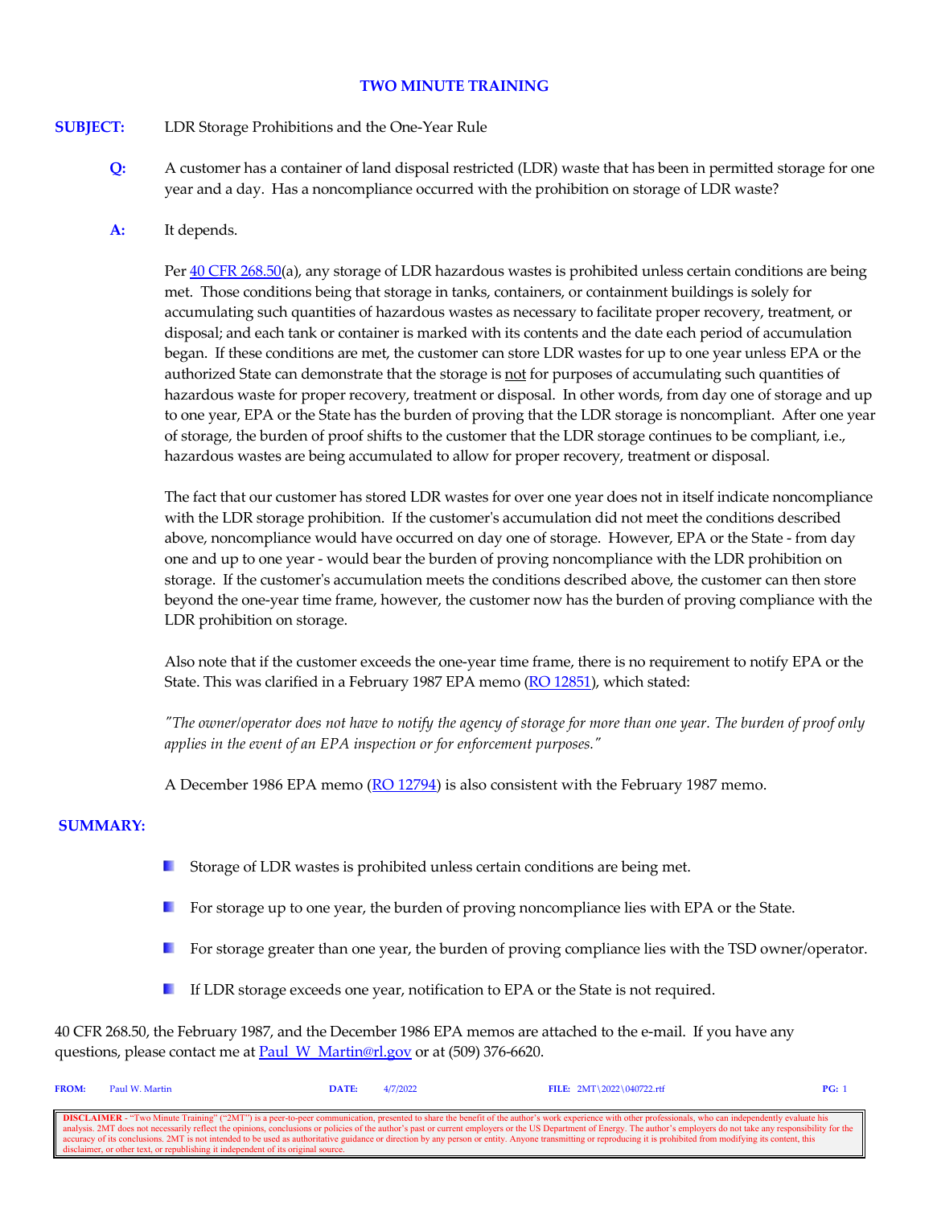# TWO MINUTE TRAINING

**SUBJECT:** LDR Storage Prohibitions and the One-Year Rule

**Q:** A customer has a container of land disposal restricted (LDR) waste that has been in permitted storage for one year and a day. Has a noncompliance occurred with the prohibition on storage of LDR waste?

**A:** It depends.

Per 40 CFR 268.50(a), any storage of LDR hazardous wastes is prohibited unless certain conditions are being met. Those conditions being that storage in tanks, containers, or containment buildings is solely for accumulating such quantities of hazardous wastes as necessary to facilitate proper recovery, treatment, or disposal; and each tank or container is marked with its contents and the date each period of accumulation began. If these conditions are met, the customer can store LDR wastes for up to one year unless EPA or the authorized State can demonstrate that the storage is not for purposes of accumulating such quantities of hazardous waste for proper recovery, treatment or disposal. In other words, from day one of storage and up to one year, EPA or the State has the burden of proving that the LDR storage is noncompliant. After one year of storage, the burden of proof shifts to the customer that the LDR storage continues to be compliant, i.e., hazardous wastes are being accumulated to allow for proper recovery, treatment or disposal.

The fact that our customer has stored LDR wastes for over one year does not in itself indicate noncompliance with the LDR storage prohibition. If the customer's accumulation did not meet the conditions described above, noncompliance would have occurred on day one of storage. However, EPA or the State - from day one and up to one year - would bear the burden of proving noncompliance with the LDR prohibition on storage. If the customer's accumulation meets the conditions described above, the customer can then store beyond the one-year time frame, however, the customer now has the burden of proving compliance with the LDR prohibition on storage.

Also note that if the customer exceeds the one-year time frame, there is no requirement to notify EPA or the State. This was clarified in a February 1987 EPA memo (RO 12851), which stated:

*"The owner/operator does not have to notify the agency of storage for more than one year. The burden of proof only applies in the event of an EPA inspection or for enforcement purposes."*

A December 1986 EPA memo (RO 12794) is also consistent with the February 1987 memo.

**SUMMARY:**

- Storage of LDR wastes is prohibited unless certain conditions are being met.
- For storage up to one year, the burden of proving noncompliance lies with EPA or the State.
- For storage greater than one year, the burden of proving compliance lies with the TSD owner/operator.
- If LDR storage exceeds one year, notification to EPA or the State is not required.

40 CFR 268.50, the February 1987, and the December 1986 EPA memos are attached to the e-mail. If you have any questions, please contact me at Paul_W_Martin@rl.gov or at (509) 376-6620.

**FROM:** Paul W. Martin **DATE:** 4/7/2022 **FILE:** 2MT\2022\040722.rtf **PG:** 1

DISCLAIMER - "Two Minute Training" ("2MT") is a peer-to-peer communication, presented to share the benefit of the author's work experience with other professionals, who can independently evaluate his analysis. 2MT does not necessarily reflect the opinions, conclusions or policies of the author's past or current employers or the US Department of Energy. The author's employers do not take any responsibility for the accuracy of its conclusions. 2MT is not intended to be used as authoritative guidance or direction by any person or entity. Anyone transmitting or reproducing it is prohibited from modifying its content, this disclaimer, or other text, or republishing it independent of its original source.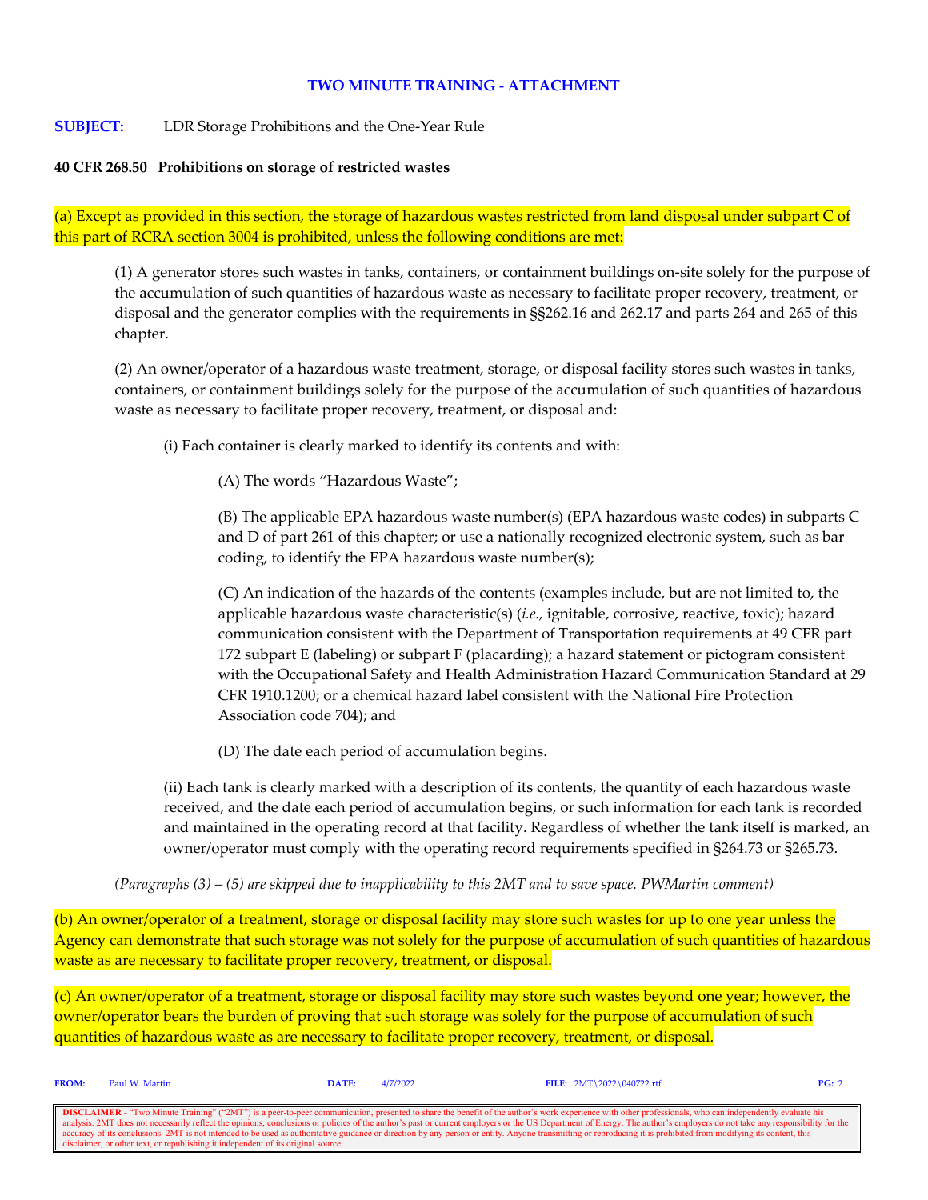**TWO MINUTE TRAINING - ATTACHMENT**

**SUBJECT:** LDR Storage Prohibitions and the One-Year Rule

**40 CFR 268.50 Prohibitions on storage of restricted wastes**

(a) Except as provided in this section, the storage of hazardous wastes restricted from land disposal under subpart C of this part of RCRA section 3004 is prohibited, unless the following conditions are met:

(1) A generator stores such wastes in tanks, containers, or containment buildings on-site solely for the purpose of the accumulation of such quantities of hazardous waste as necessary to facilitate proper recovery, treatment, or disposal and the generator complies with the requirements in §§262.16 and 262.17 and parts 264 and 265 of this chapter.

(2) An owner/operator of a hazardous waste treatment, storage, or disposal facility stores such wastes in tanks, containers, or containment buildings solely for the purpose of the accumulation of such quantities of hazardous waste as necessary to facilitate proper recovery, treatment, or disposal and:

(i) Each container is clearly marked to identify its contents and with:

(A) The words "Hazardous Waste";

(B) The applicable EPA hazardous waste number(s) (EPA hazardous waste codes) in subparts C and D of part 261 of this chapter; or use a nationally recognized electronic system, such as bar coding, to identify the EPA hazardous waste number(s);

(C) An indication of the hazards of the contents (examples include, but are not limited to, the applicable hazardous waste characteristic(s) (*i.e.,* ignitable, corrosive, reactive, toxic); hazard communication consistent with the Department of Transportation requirements at 49 CFR part 172 subpart E (labeling) or subpart F (placarding); a hazard statement or pictogram consistent with the Occupational Safety and Health Administration Hazard Communication Standard at 29 CFR 1910.1200; or a chemical hazard label consistent with the National Fire Protection Association code 704); and

(D) The date each period of accumulation begins.

(ii) Each tank is clearly marked with a description of its contents, the quantity of each hazardous waste received, and the date each period of accumulation begins, or such information for each tank is recorded and maintained in the operating record at that facility. Regardless of whether the tank itself is marked, an owner/operator must comply with the operating record requirements specified in §264.73 or §265.73.

*(Paragraphs (3) – (5) are skipped due to inapplicability to this 2MT and to save space. PWMartin comment)*

(b) An owner/operator of a treatment, storage or disposal facility may store such wastes for up to one year unless the Agency can demonstrate that such storage was not solely for the purpose of accumulation of such quantities of hazardous waste as are necessary to facilitate proper recovery, treatment, or disposal.

(c) An owner/operator of a treatment, storage or disposal facility may store such wastes beyond one year; however, the owner/operator bears the burden of proving that such storage was solely for the purpose of accumulation of such quantities of hazardous waste as are necessary to facilitate proper recovery, treatment, or disposal.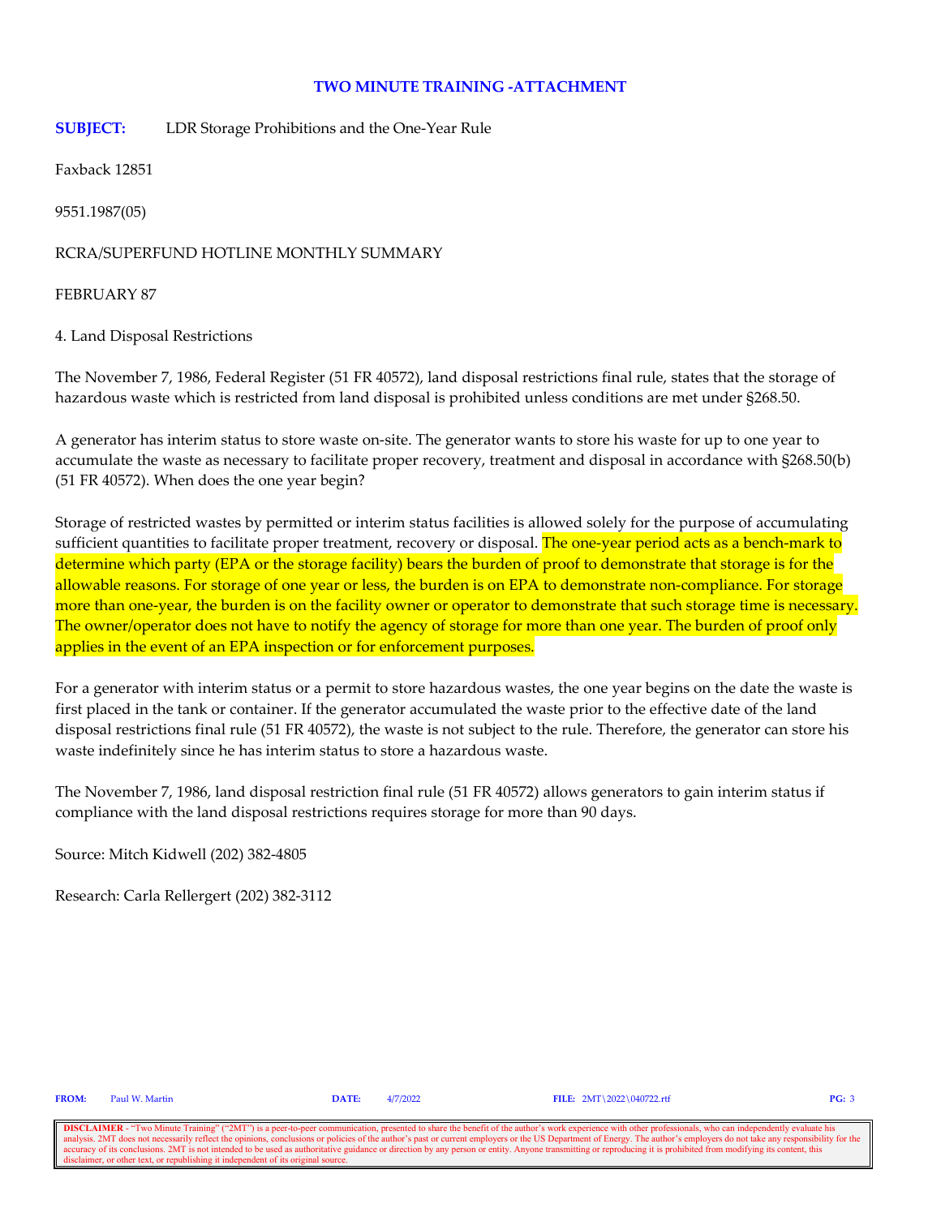# TWO MINUTE TRAINING -ATTACHMENT

**SUBJECT:** LDR Storage Prohibitions and the One-Year Rule

Faxback 12851

9551.1987(05)

RCRA/SUPERFUND HOTLINE MONTHLY SUMMARY

FEBRUARY 87

4. Land Disposal Restrictions

The November 7, 1986, Federal Register (51 FR 40572), land disposal restrictions final rule, states that the storage of hazardous waste which is restricted from land disposal is prohibited unless conditions are met under §268.50.

A generator has interim status to store waste on-site. The generator wants to store his waste for up to one year to accumulate the waste as necessary to facilitate proper recovery, treatment and disposal in accordance with §268.50(b) (51 FR 40572). When does the one year begin?

Storage of restricted wastes by permitted or interim status facilities is allowed solely for the purpose of accumulating sufficient quantities to facilitate proper treatment, recovery or disposal. The one-year period acts as a bench-mark to determine which party (EPA or the storage facility) bears the burden of proof to demonstrate that storage is for the allowable reasons. For storage of one year or less, the burden is on EPA to demonstrate non-compliance. For storage more than one-year, the burden is on the facility owner or operator to demonstrate that such storage time is necessary. The owner/operator does not have to notify the agency of storage for more than one year. The burden of proof only applies in the event of an EPA inspection or for enforcement purposes.

For a generator with interim status or a permit to store hazardous wastes, the one year begins on the date the waste is first placed in the tank or container. If the generator accumulated the waste prior to the effective date of the land disposal restrictions final rule (51 FR 40572), the waste is not subject to the rule. Therefore, the generator can store his waste indefinitely since he has interim status to store a hazardous waste.

The November 7, 1986, land disposal restriction final rule (51 FR 40572) allows generators to gain interim status if compliance with the land disposal restrictions requires storage for more than 90 days.

Source: Mitch Kidwell (202) 382-4805

Research: Carla Rellergert (202) 382-3112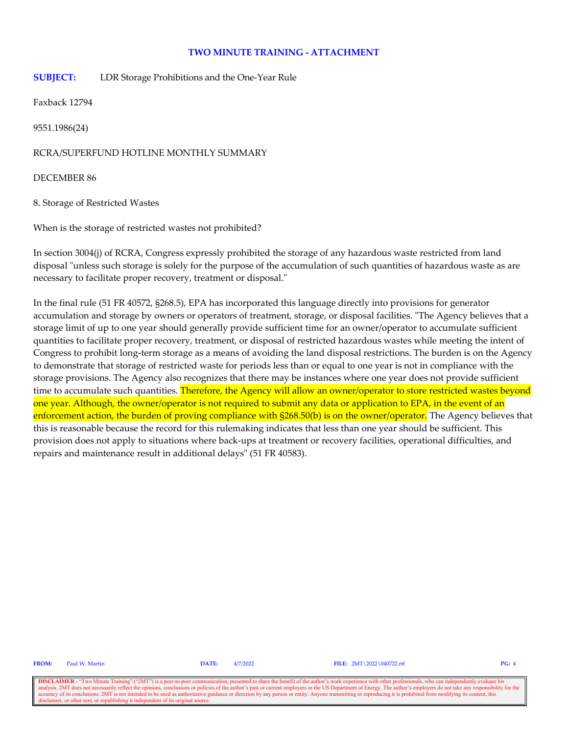**TWO MINUTE TRAINING - ATTACHMENT**

**SUBJECT:** LDR Storage Prohibitions and the One-Year Rule

Faxback 12794

9551.1986(24)

RCRA/SUPERFUND HOTLINE MONTHLY SUMMARY

DECEMBER 86

8. Storage of Restricted Wastes

When is the storage of restricted wastes not prohibited?

In section 3004(j) of RCRA, Congress expressly prohibited the storage of any hazardous waste restricted from land disposal "unless such storage is solely for the purpose of the accumulation of such quantities of hazardous waste as are necessary to facilitate proper recovery, treatment or disposal."

In the final rule (51 FR 40572, §268.5), EPA has incorporated this language directly into provisions for generator accumulation and storage by owners or operators of treatment, storage, or disposal facilities. "The Agency believes that a storage limit of up to one year should generally provide sufficient time for an owner/operator to accumulate sufficient quantities to facilitate proper recovery, treatment, or disposal of restricted hazardous wastes while meeting the intent of Congress to prohibit long-term storage as a means of avoiding the land disposal restrictions. The burden is on the Agency to demonstrate that storage of restricted waste for periods less than or equal to one year is not in compliance with the storage provisions. The Agency also recognizes that there may be instances where one year does not provide sufficient time to accumulate such quantities. Therefore, the Agency will allow an owner/operator to store restricted wastes beyond one year. Although, the owner/operator is not required to submit any data or application to EPA, in the event of an enforcement action, the burden of proving compliance with §268.50(b) is on the owner/operator. The Agency believes that this is reasonable because the record for this rulemaking indicates that less than one year should be sufficient. This provision does not apply to situations where back-ups at treatment or recovery facilities, operational difficulties, and repairs and maintenance result in additional delays" (51 FR 40583).